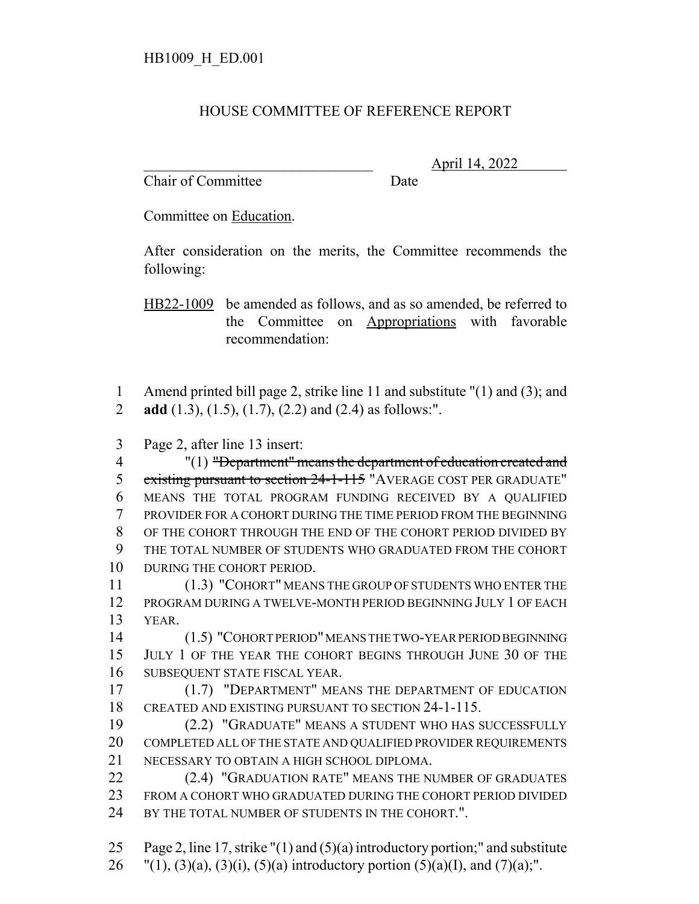HB1009_H_ED.001

# HOUSE COMMITTEE OF REFERENCE REPORT

________________________________ April 14, 2022
Chair of Committee Date

Committee on Education.

After consideration on the merits, the Committee recommends the following:

HB22-1009 be amended as follows, and as so amended, be referred to the Committee on Appropriations with favorable recommendation:

1 Amend printed bill page 2, strike line 11 and substitute "(1) and (3); and
2 **add** (1.3), (1.5), (1.7), (2.2) and (2.4) as follows:".

3 Page 2, after line 13 insert:
4 "(1) ~~"Department" means the department of education created and~~
5 ~~existing pursuant to section 24-1-115~~ "AVERAGE COST PER GRADUATE"
6 MEANS THE TOTAL PROGRAM FUNDING RECEIVED BY A QUALIFIED
7 PROVIDER FOR A COHORT DURING THE TIME PERIOD FROM THE BEGINNING
8 OF THE COHORT THROUGH THE END OF THE COHORT PERIOD DIVIDED BY
9 THE TOTAL NUMBER OF STUDENTS WHO GRADUATED FROM THE COHORT
10 DURING THE COHORT PERIOD.
11 (1.3) "COHORT" MEANS THE GROUP OF STUDENTS WHO ENTER THE
12 PROGRAM DURING A TWELVE-MONTH PERIOD BEGINNING JULY 1 OF EACH
13 YEAR.
14 (1.5) "COHORT PERIOD" MEANS THE TWO-YEAR PERIOD BEGINNING
15 JULY 1 OF THE YEAR THE COHORT BEGINS THROUGH JUNE 30 OF THE
16 SUBSEQUENT STATE FISCAL YEAR.
17 (1.7) "DEPARTMENT" MEANS THE DEPARTMENT OF EDUCATION
18 CREATED AND EXISTING PURSUANT TO SECTION 24-1-115.
19 (2.2) "GRADUATE" MEANS A STUDENT WHO HAS SUCCESSFULLY
20 COMPLETED ALL OF THE STATE AND QUALIFIED PROVIDER REQUIREMENTS
21 NECESSARY TO OBTAIN A HIGH SCHOOL DIPLOMA.
22 (2.4) "GRADUATION RATE" MEANS THE NUMBER OF GRADUATES
23 FROM A COHORT WHO GRADUATED DURING THE COHORT PERIOD DIVIDED
24 BY THE TOTAL NUMBER OF STUDENTS IN THE COHORT.".

25 Page 2, line 17, strike "(1) and (5)(a) introductory portion;" and substitute
26 "(1), (3)(a), (3)(i), (5)(a) introductory portion (5)(a)(I), and (7)(a);".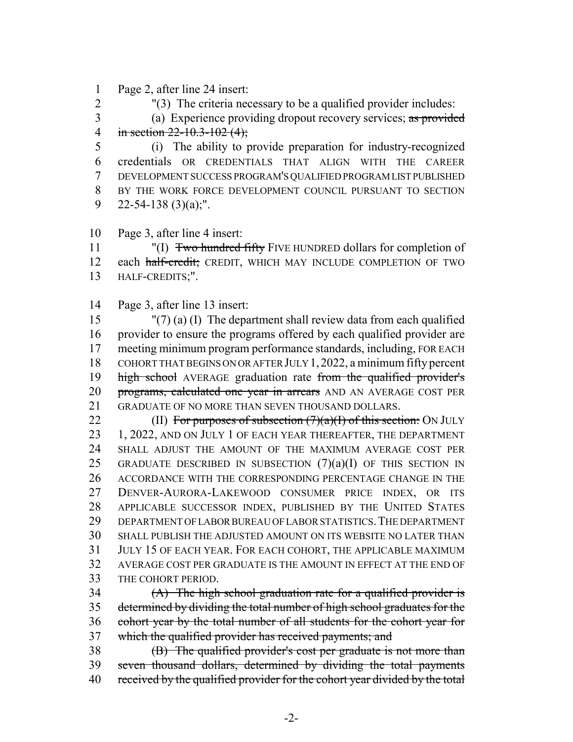1 Page 2, after line 24 insert:

2 "(3) The criteria necessary to be a qualified provider includes:

3 (a) Experience providing dropout recovery services; ~~as provided~~
4 ~~in section 22-10.3-102 (4);~~

5 (i) The ability to provide preparation for industry-recognized
6 credentials OR CREDENTIALS THAT ALIGN WITH THE CAREER
7 DEVELOPMENT SUCCESS PROGRAM'S QUALIFIED PROGRAM LIST PUBLISHED
8 BY THE WORK FORCE DEVELOPMENT COUNCIL PURSUANT TO SECTION
9 22-54-138 (3)(a);".

10 Page 3, after line 4 insert:

11 "(I) ~~Two hundred fifty~~ FIVE HUNDRED dollars for completion of
12 each ~~half-credit;~~ CREDIT, WHICH MAY INCLUDE COMPLETION OF TWO
13 HALF-CREDITS;".

14 Page 3, after line 13 insert:

15 "(7) (a) (I) The department shall review data from each qualified
16 provider to ensure the programs offered by each qualified provider are
17 meeting minimum program performance standards, including, FOR EACH
18 COHORT THAT BEGINS ON OR AFTER JULY 1, 2022, a minimum fifty percent
19 ~~high school~~ AVERAGE graduation rate ~~from the qualified provider's~~
20 ~~programs, calculated one year in arrears~~ AND AN AVERAGE COST PER
21 GRADUATE OF NO MORE THAN SEVEN THOUSAND DOLLARS.

22 (II) ~~For purposes of subsection (7)(a)(I) of this section:~~ ON JULY
23 1, 2022, AND ON JULY 1 OF EACH YEAR THEREAFTER, THE DEPARTMENT
24 SHALL ADJUST THE AMOUNT OF THE MAXIMUM AVERAGE COST PER
25 GRADUATE DESCRIBED IN SUBSECTION (7)(a)(I) OF THIS SECTION IN
26 ACCORDANCE WITH THE CORRESPONDING PERCENTAGE CHANGE IN THE
27 DENVER-AURORA-LAKEWOOD CONSUMER PRICE INDEX, OR ITS
28 APPLICABLE SUCCESSOR INDEX, PUBLISHED BY THE UNITED STATES
29 DEPARTMENT OF LABOR BUREAU OF LABOR STATISTICS. THE DEPARTMENT
30 SHALL PUBLISH THE ADJUSTED AMOUNT ON ITS WEBSITE NO LATER THAN
31 JULY 15 OF EACH YEAR. FOR EACH COHORT, THE APPLICABLE MAXIMUM
32 AVERAGE COST PER GRADUATE IS THE AMOUNT IN EFFECT AT THE END OF
33 THE COHORT PERIOD.

34 ~~(A) The high school graduation rate for a qualified provider is~~
35 ~~determined by dividing the total number of high school graduates for the~~
36 ~~cohort year by the total number of all students for the cohort year for~~
37 ~~which the qualified provider has received payments; and~~

38 ~~(B) The qualified provider's cost per graduate is not more than~~
39 ~~seven thousand dollars, determined by dividing the total payments~~
40 ~~received by the qualified provider for the cohort year divided by the total~~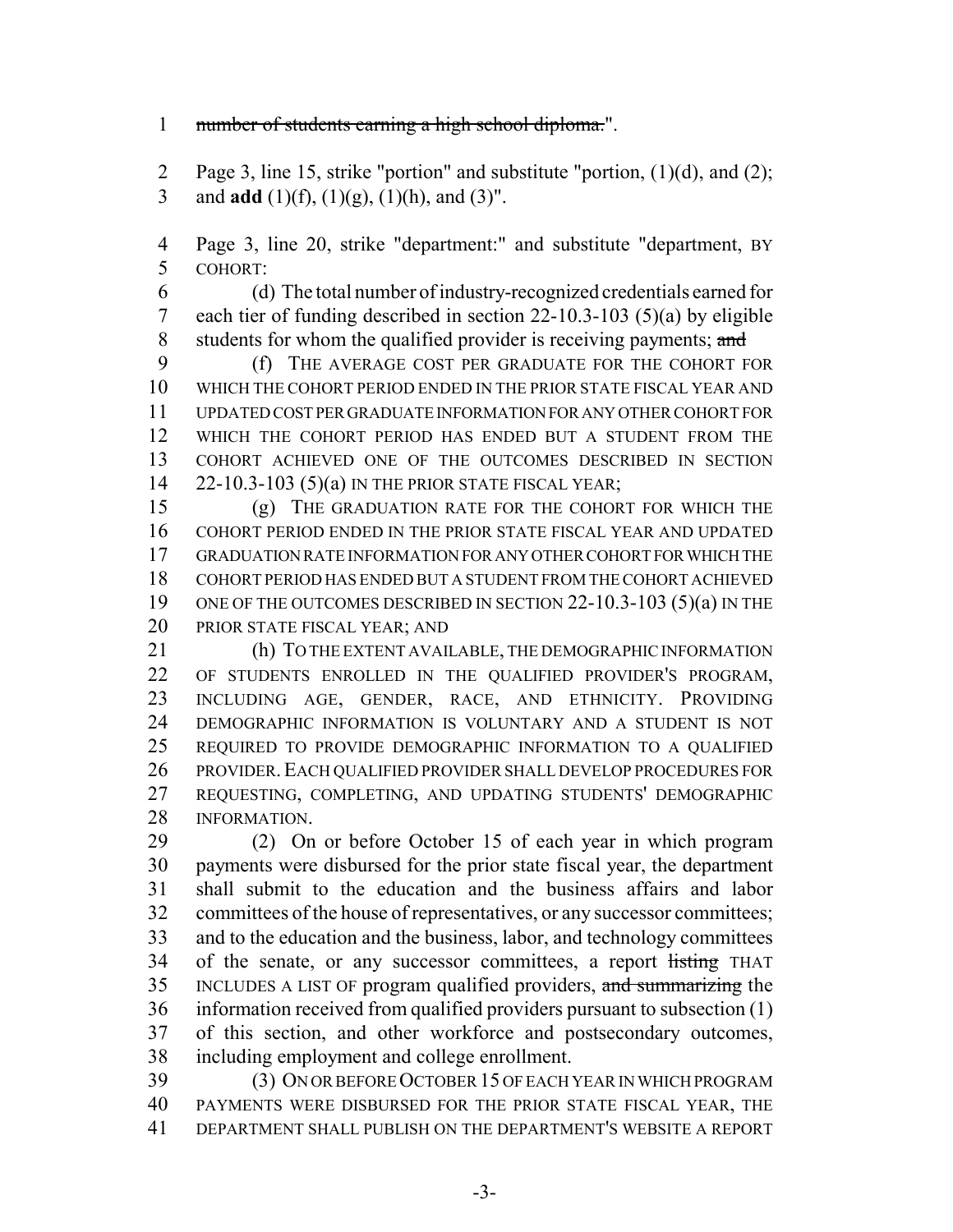number of students earning a high school diploma.".

Page 3, line 15, strike "portion" and substitute "portion, (1)(d), and (2); and **add** (1)(f), (1)(g), (1)(h), and (3)".

Page 3, line 20, strike "department:" and substitute "department, BY COHORT:

(d) The total number of industry-recognized credentials earned for each tier of funding described in section 22-10.3-103 (5)(a) by eligible students for whom the qualified provider is receiving payments; ~~and~~

(f) THE AVERAGE COST PER GRADUATE FOR THE COHORT FOR WHICH THE COHORT PERIOD ENDED IN THE PRIOR STATE FISCAL YEAR AND UPDATED COST PER GRADUATE INFORMATION FOR ANY OTHER COHORT FOR WHICH THE COHORT PERIOD HAS ENDED BUT A STUDENT FROM THE COHORT ACHIEVED ONE OF THE OUTCOMES DESCRIBED IN SECTION 22-10.3-103 (5)(a) IN THE PRIOR STATE FISCAL YEAR;

(g) THE GRADUATION RATE FOR THE COHORT FOR WHICH THE COHORT PERIOD ENDED IN THE PRIOR STATE FISCAL YEAR AND UPDATED GRADUATION RATE INFORMATION FOR ANY OTHER COHORT FOR WHICH THE COHORT PERIOD HAS ENDED BUT A STUDENT FROM THE COHORT ACHIEVED ONE OF THE OUTCOMES DESCRIBED IN SECTION 22-10.3-103 (5)(a) IN THE PRIOR STATE FISCAL YEAR; AND

(h) TO THE EXTENT AVAILABLE, THE DEMOGRAPHIC INFORMATION OF STUDENTS ENROLLED IN THE QUALIFIED PROVIDER'S PROGRAM, INCLUDING AGE, GENDER, RACE, AND ETHNICITY. PROVIDING DEMOGRAPHIC INFORMATION IS VOLUNTARY AND A STUDENT IS NOT REQUIRED TO PROVIDE DEMOGRAPHIC INFORMATION TO A QUALIFIED PROVIDER. EACH QUALIFIED PROVIDER SHALL DEVELOP PROCEDURES FOR REQUESTING, COMPLETING, AND UPDATING STUDENTS' DEMOGRAPHIC INFORMATION.

(2) On or before October 15 of each year in which program payments were disbursed for the prior state fiscal year, the department shall submit to the education and the business affairs and labor committees of the house of representatives, or any successor committees; and to the education and the business, labor, and technology committees of the senate, or any successor committees, a report ~~listing~~ THAT INCLUDES A LIST OF program qualified providers, ~~and summarizing~~ the information received from qualified providers pursuant to subsection (1) of this section, and other workforce and postsecondary outcomes, including employment and college enrollment.

(3) ON OR BEFORE OCTOBER 15 OF EACH YEAR IN WHICH PROGRAM PAYMENTS WERE DISBURSED FOR THE PRIOR STATE FISCAL YEAR, THE DEPARTMENT SHALL PUBLISH ON THE DEPARTMENT'S WEBSITE A REPORT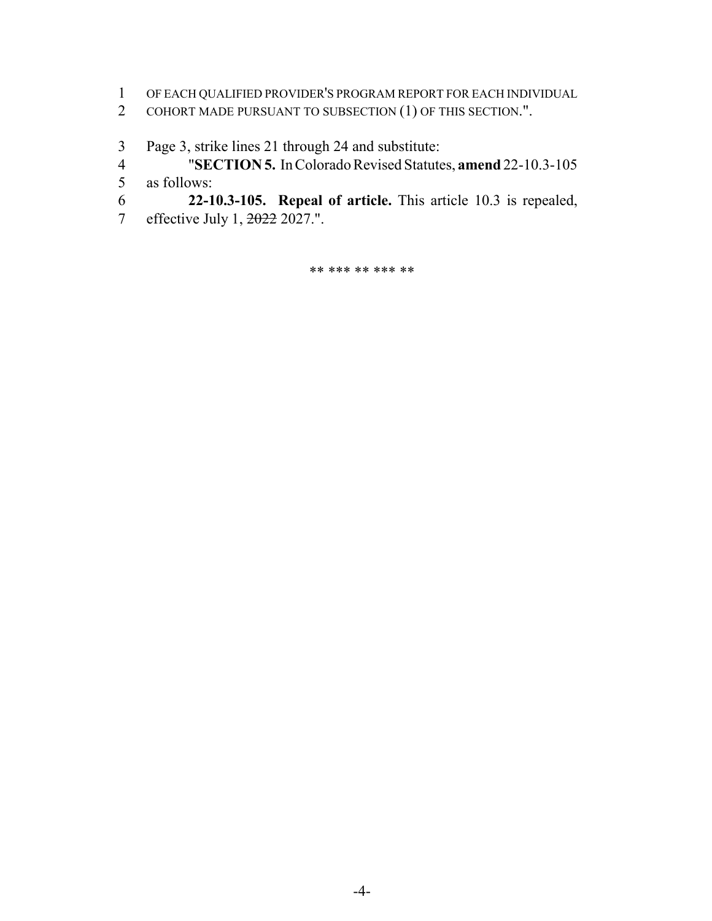1 OF EACH QUALIFIED PROVIDER'S PROGRAM REPORT FOR EACH INDIVIDUAL
2 COHORT MADE PURSUANT TO SUBSECTION (1) OF THIS SECTION.".

3 Page 3, strike lines 21 through 24 and substitute:
4 "**SECTION 5.** In Colorado Revised Statutes, **amend** 22-10.3-105
5 as follows:
6 **22-10.3-105. Repeal of article.** This article 10.3 is repealed,
7 effective July 1, ~~2022~~ 2027.".

** *** ** *** **